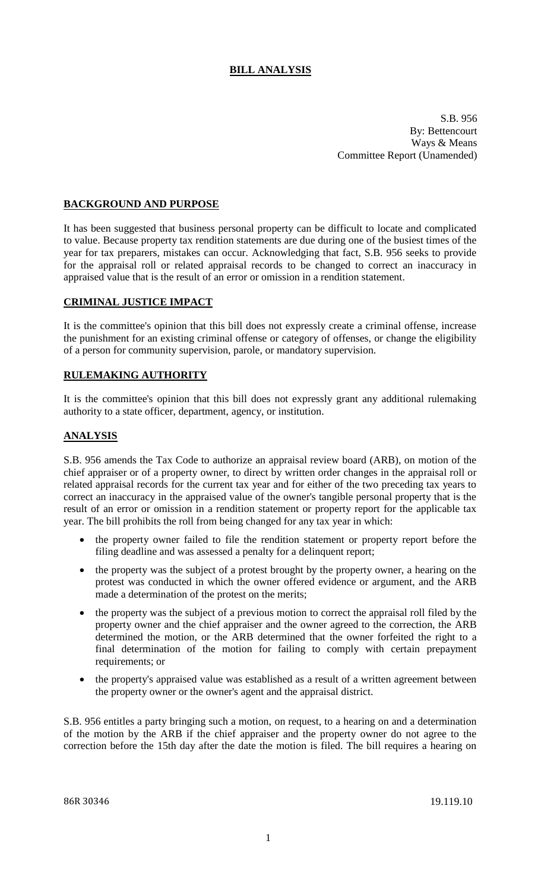# BILL ANALYSIS

S.B. 956
By: Bettencourt
Ways & Means
Committee Report (Unamended)

## BACKGROUND AND PURPOSE

It has been suggested that business personal property can be difficult to locate and complicated to value. Because property tax rendition statements are due during one of the busiest times of the year for tax preparers, mistakes can occur. Acknowledging that fact, S.B. 956 seeks to provide for the appraisal roll or related appraisal records to be changed to correct an inaccuracy in appraised value that is the result of an error or omission in a rendition statement.

## CRIMINAL JUSTICE IMPACT

It is the committee's opinion that this bill does not expressly create a criminal offense, increase the punishment for an existing criminal offense or category of offenses, or change the eligibility of a person for community supervision, parole, or mandatory supervision.

## RULEMAKING AUTHORITY

It is the committee's opinion that this bill does not expressly grant any additional rulemaking authority to a state officer, department, agency, or institution.

## ANALYSIS

S.B. 956 amends the Tax Code to authorize an appraisal review board (ARB), on motion of the chief appraiser or of a property owner, to direct by written order changes in the appraisal roll or related appraisal records for the current tax year and for either of the two preceding tax years to correct an inaccuracy in the appraised value of the owner's tangible personal property that is the result of an error or omission in a rendition statement or property report for the applicable tax year. The bill prohibits the roll from being changed for any tax year in which:

- the property owner failed to file the rendition statement or property report before the filing deadline and was assessed a penalty for a delinquent report;
- the property was the subject of a protest brought by the property owner, a hearing on the protest was conducted in which the owner offered evidence or argument, and the ARB made a determination of the protest on the merits;
- the property was the subject of a previous motion to correct the appraisal roll filed by the property owner and the chief appraiser and the owner agreed to the correction, the ARB determined the motion, or the ARB determined that the owner forfeited the right to a final determination of the motion for failing to comply with certain prepayment requirements; or
- the property's appraised value was established as a result of a written agreement between the property owner or the owner's agent and the appraisal district.

S.B. 956 entitles a party bringing such a motion, on request, to a hearing on and a determination of the motion by the ARB if the chief appraiser and the property owner do not agree to the correction before the 15th day after the date the motion is filed. The bill requires a hearing on

86R 30346 19.119.10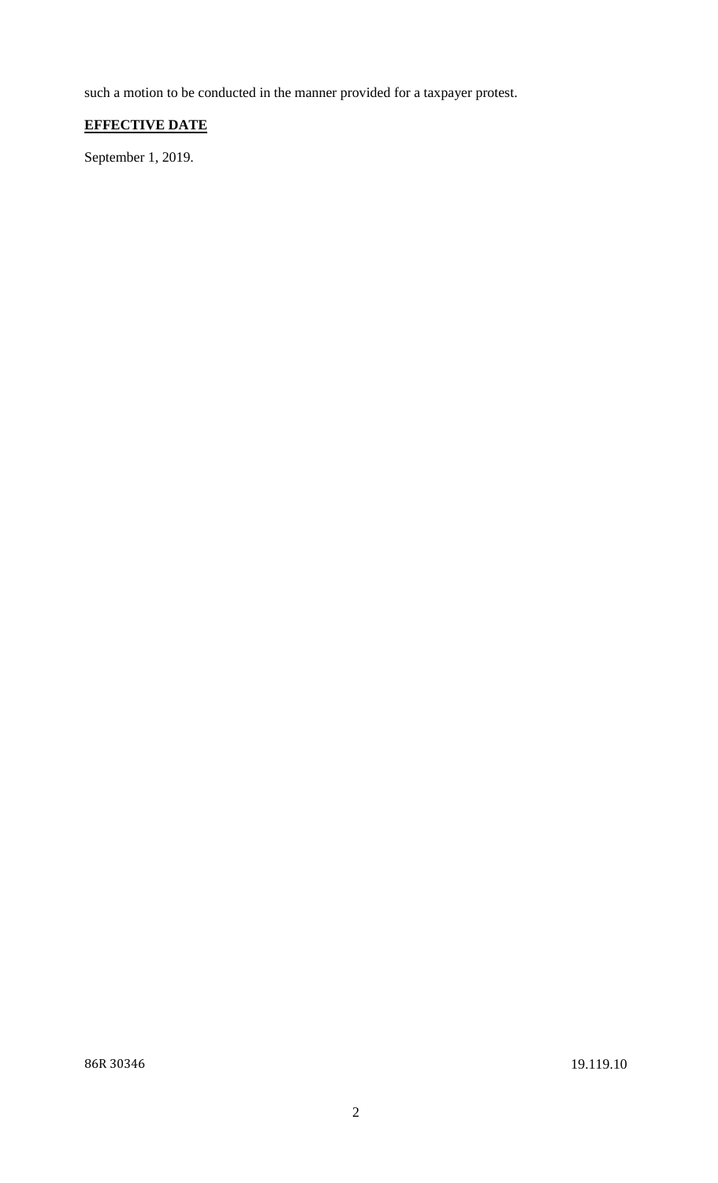such a motion to be conducted in the manner provided for a taxpayer protest.

**EFFECTIVE DATE**

September 1, 2019.

86R 30346 19.119.10